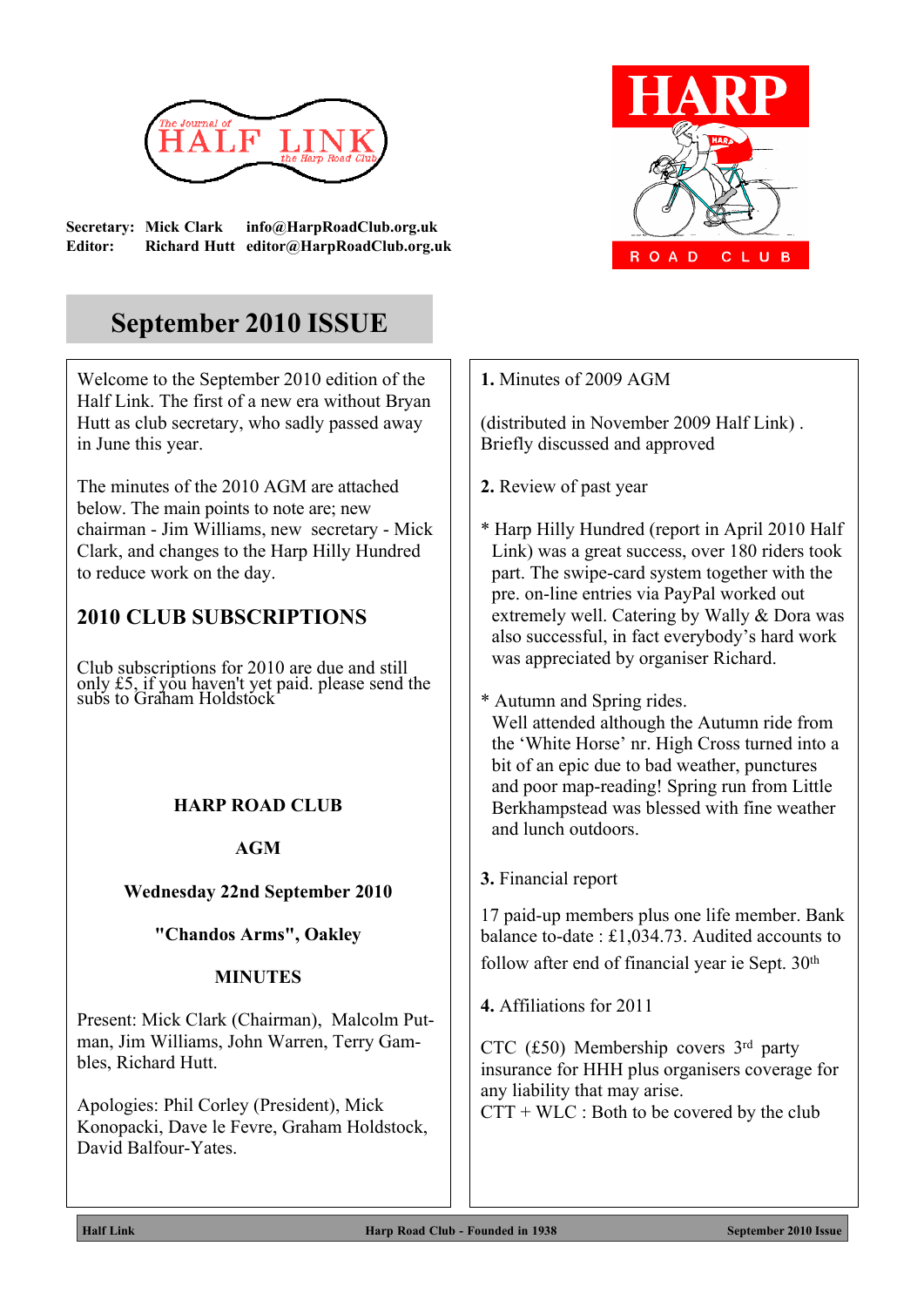The Journal of HALF LINK the Harp Road Club

**Secretary:** Mick Clark info@HarpRoadClub.org.uk
**Editor:** Richard Hutt editor@HarpRoadClub.org.uk

HARP ROAD CLUB

# September 2010 ISSUE

Welcome to the September 2010 edition of the Half Link. The first of a new era without Bryan Hutt as club secretary, who sadly passed away in June this year.

The minutes of the 2010 AGM are attached below. The main points to note are; new chairman - Jim Williams, new secretary - Mick Clark, and changes to the Harp Hilly Hundred to reduce work on the day.

## 2010 CLUB SUBSCRIPTIONS

Club subscriptions for 2010 are due and still only £5, if you haven't yet paid. please send the subs to Graham Holdstock

**HARP ROAD CLUB**

**AGM**

**Wednesday 22nd September 2010**

**"Chandos Arms", Oakley**

**MINUTES**

Present: Mick Clark (Chairman), Malcolm Putman, Jim Williams, John Warren, Terry Gambles, Richard Hutt.

Apologies: Phil Corley (President), Mick Konopacki, Dave le Fevre, Graham Holdstock, David Balfour-Yates.

**1.** Minutes of 2009 AGM

(distributed in November 2009 Half Link) . Briefly discussed and approved

**2.** Review of past year

* Harp Hilly Hundred (report in April 2010 Half Link) was a great success, over 180 riders took part. The swipe-card system together with the pre. on-line entries via PayPal worked out extremely well. Catering by Wally & Dora was also successful, in fact everybody's hard work was appreciated by organiser Richard.

* Autumn and Spring rides. Well attended although the Autumn ride from the 'White Horse' nr. High Cross turned into a bit of an epic due to bad weather, punctures and poor map-reading! Spring run from Little Berkhampstead was blessed with fine weather and lunch outdoors.

**3.** Financial report

17 paid-up members plus one life member. Bank balance to-date : £1,034.73. Audited accounts to follow after end of financial year ie Sept. 30th

**4.** Affiliations for 2011

CTC (£50) Membership covers 3rd party insurance for HHH plus organisers coverage for any liability that may arise.
CTT + WLC : Both to be covered by the club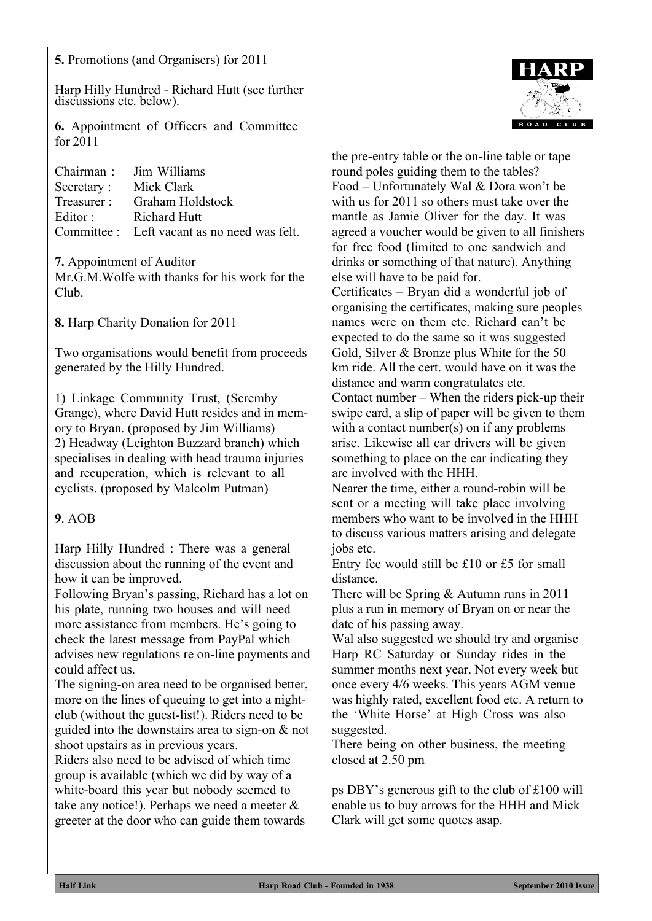**5.** Promotions (and Organisers) for 2011

Harp Hilly Hundred - Richard Hutt (see further discussions etc. below).

**6.** Appointment of Officers and Committee for 2011

| | |
|---|---|
| Chairman : | Jim Williams |
| Secretary : | Mick Clark |
| Treasurer : | Graham Holdstock |
| Editor : | Richard Hutt |
| Committee : | Left vacant as no need was felt. |

**7.** Appointment of Auditor
Mr.G.M.Wolfe with thanks for his work for the Club.

**8.** Harp Charity Donation for 2011

Two organisations would benefit from proceeds generated by the Hilly Hundred.

1) Linkage Community Trust, (Scremby Grange), where David Hutt resides and in memory to Bryan. (proposed by Jim Williams)
2) Headway (Leighton Buzzard branch) which specialises in dealing with head trauma injuries and recuperation, which is relevant to all cyclists. (proposed by Malcolm Putman)

**9**. AOB

Harp Hilly Hundred : There was a general discussion about the running of the event and how it can be improved.
Following Bryan's passing, Richard has a lot on his plate, running two houses and will need more assistance from members. He's going to check the latest message from PayPal which advises new regulations re on-line payments and could affect us.
The signing-on area need to be organised better, more on the lines of queuing to get into a night-club (without the guest-list!). Riders need to be guided into the downstairs area to sign-on & not shoot upstairs as in previous years.
Riders also need to be advised of which time group is available (which we did by way of a white-board this year but nobody seemed to take any notice!). Perhaps we need a meeter & greeter at the door who can guide them towards the pre-entry table or the on-line table or tape round poles guiding them to the tables?
Food – Unfortunately Wal & Dora won't be with us for 2011 so others must take over the mantle as Jamie Oliver for the day. It was agreed a voucher would be given to all finishers for free food (limited to one sandwich and drinks or something of that nature). Anything else will have to be paid for.
Certificates – Bryan did a wonderful job of organising the certificates, making sure peoples names were on them etc. Richard can't be expected to do the same so it was suggested Gold, Silver & Bronze plus White for the 50 km ride. All the cert. would have on it was the distance and warm congratulates etc.
Contact number – When the riders pick-up their swipe card, a slip of paper will be given to them with a contact number(s) on if any problems arise. Likewise all car drivers will be given something to place on the car indicating they are involved with the HHH.
Nearer the time, either a round-robin will be sent or a meeting will take place involving members who want to be involved in the HHH to discuss various matters arising and delegate jobs etc.
Entry fee would still be £10 or £5 for small distance.
There will be Spring & Autumn runs in 2011 plus a run in memory of Bryan on or near the date of his passing away.
Wal also suggested we should try and organise Harp RC Saturday or Sunday rides in the summer months next year. Not every week but once every 4/6 weeks. This years AGM venue was highly rated, excellent food etc. A return to the 'White Horse' at High Cross was also suggested.
There being on other business, the meeting closed at 2.50 pm

ps DBY's generous gift to the club of £100 will enable us to buy arrows for the HHH and Mick Clark will get some quotes asap.